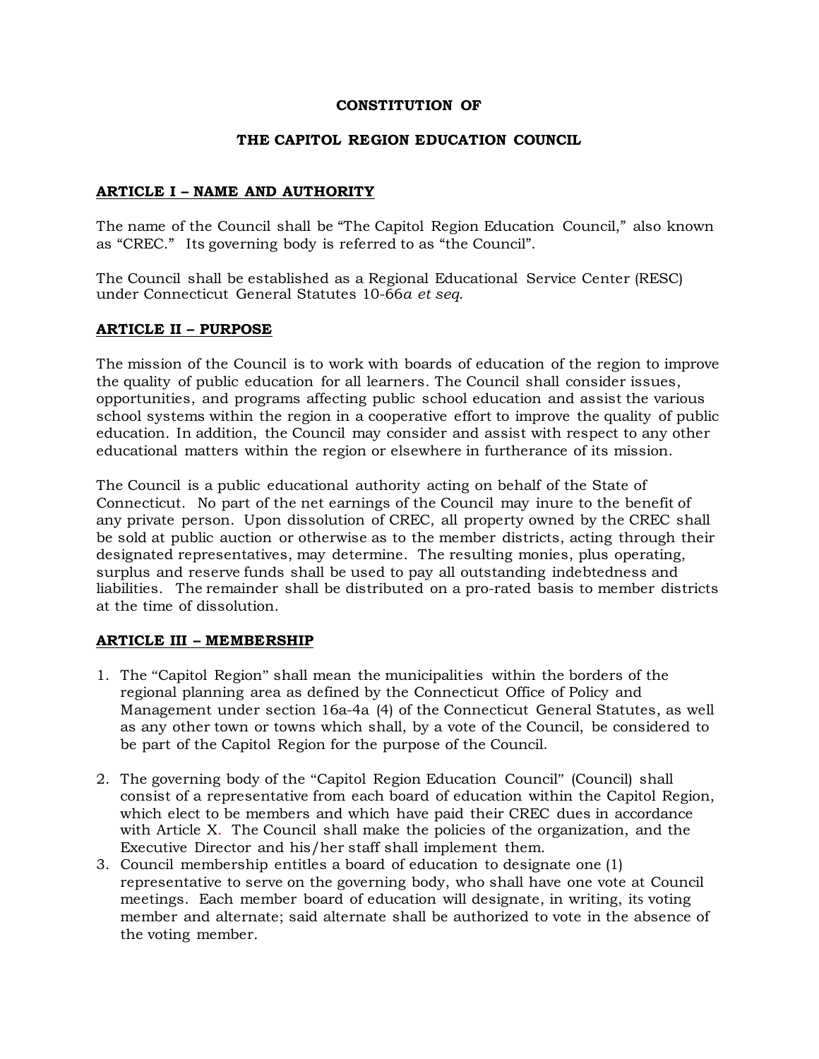# CONSTITUTION OF

# THE CAPITOL REGION EDUCATION COUNCIL

## ARTICLE I – NAME AND AUTHORITY

The name of the Council shall be "The Capitol Region Education Council," also known as "CREC." Its governing body is referred to as "the Council".

The Council shall be established as a Regional Educational Service Center (RESC) under Connecticut General Statutes 10-66*a et seq*.

## ARTICLE II – PURPOSE

The mission of the Council is to work with boards of education of the region to improve the quality of public education for all learners. The Council shall consider issues, opportunities, and programs affecting public school education and assist the various school systems within the region in a cooperative effort to improve the quality of public education. In addition, the Council may consider and assist with respect to any other educational matters within the region or elsewhere in furtherance of its mission.

The Council is a public educational authority acting on behalf of the State of Connecticut. No part of the net earnings of the Council may inure to the benefit of any private person. Upon dissolution of CREC, all property owned by the CREC shall be sold at public auction or otherwise as to the member districts, acting through their designated representatives, may determine. The resulting monies, plus operating, surplus and reserve funds shall be used to pay all outstanding indebtedness and liabilities. The remainder shall be distributed on a pro-rated basis to member districts at the time of dissolution.

## ARTICLE III – MEMBERSHIP

1. The "Capitol Region" shall mean the municipalities within the borders of the regional planning area as defined by the Connecticut Office of Policy and Management under section 16a-4a (4) of the Connecticut General Statutes, as well as any other town or towns which shall, by a vote of the Council, be considered to be part of the Capitol Region for the purpose of the Council.
2. The governing body of the "Capitol Region Education Council" (Council) shall consist of a representative from each board of education within the Capitol Region, which elect to be members and which have paid their CREC dues in accordance with Article X. The Council shall make the policies of the organization, and the Executive Director and his/her staff shall implement them.
3. Council membership entitles a board of education to designate one (1) representative to serve on the governing body, who shall have one vote at Council meetings. Each member board of education will designate, in writing, its voting member and alternate; said alternate shall be authorized to vote in the absence of the voting member.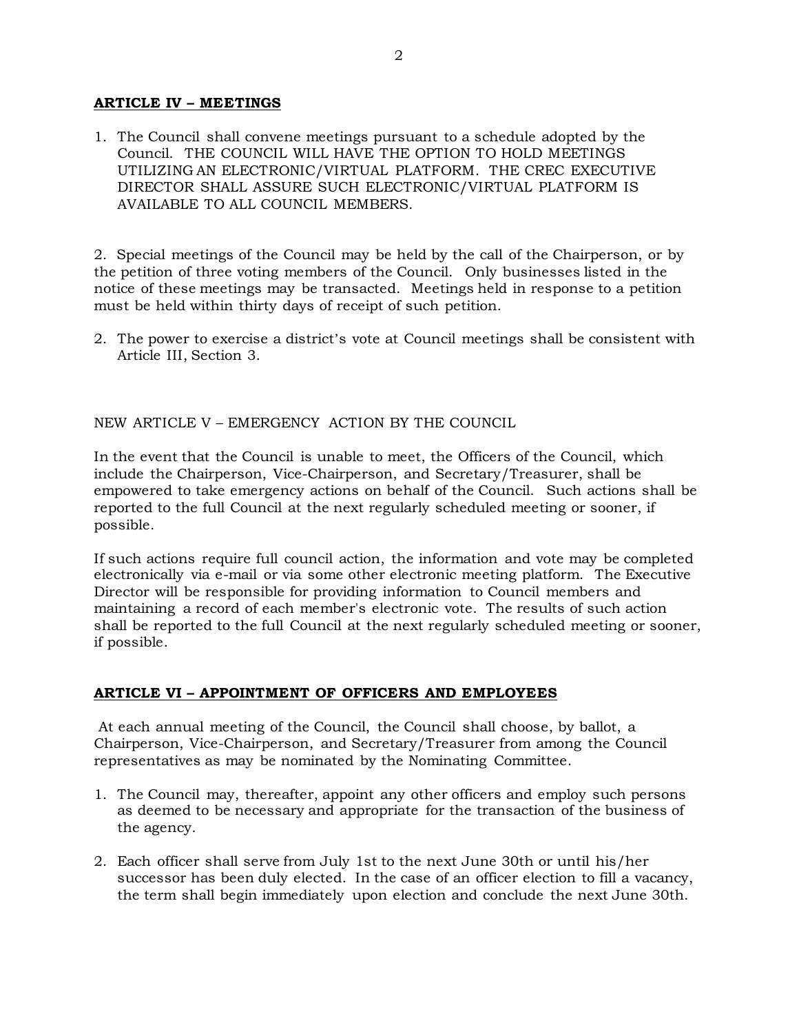## **ARTICLE IV – MEETINGS**

1. The Council shall convene meetings pursuant to a schedule adopted by the Council. THE COUNCIL WILL HAVE THE OPTION TO HOLD MEETINGS UTILIZING AN ELECTRONIC/VIRTUAL PLATFORM. THE CREC EXECUTIVE DIRECTOR SHALL ASSURE SUCH ELECTRONIC/VIRTUAL PLATFORM IS AVAILABLE TO ALL COUNCIL MEMBERS.

2. Special meetings of the Council may be held by the call of the Chairperson, or by the petition of three voting members of the Council. Only businesses listed in the notice of these meetings may be transacted. Meetings held in response to a petition must be held within thirty days of receipt of such petition.

2. The power to exercise a district's vote at Council meetings shall be consistent with Article III, Section 3.

NEW ARTICLE V – EMERGENCY ACTION BY THE COUNCIL

In the event that the Council is unable to meet, the Officers of the Council, which include the Chairperson, Vice-Chairperson, and Secretary/Treasurer, shall be empowered to take emergency actions on behalf of the Council. Such actions shall be reported to the full Council at the next regularly scheduled meeting or sooner, if possible.

If such actions require full council action, the information and vote may be completed electronically via e-mail or via some other electronic meeting platform. The Executive Director will be responsible for providing information to Council members and maintaining a record of each member's electronic vote. The results of such action shall be reported to the full Council at the next regularly scheduled meeting or sooner, if possible.

## **ARTICLE VI – APPOINTMENT OF OFFICERS AND EMPLOYEES**

At each annual meeting of the Council, the Council shall choose, by ballot, a Chairperson, Vice-Chairperson, and Secretary/Treasurer from among the Council representatives as may be nominated by the Nominating Committee.

1. The Council may, thereafter, appoint any other officers and employ such persons as deemed to be necessary and appropriate for the transaction of the business of the agency.

2. Each officer shall serve from July 1st to the next June 30th or until his/her successor has been duly elected. In the case of an officer election to fill a vacancy, the term shall begin immediately upon election and conclude the next June 30th.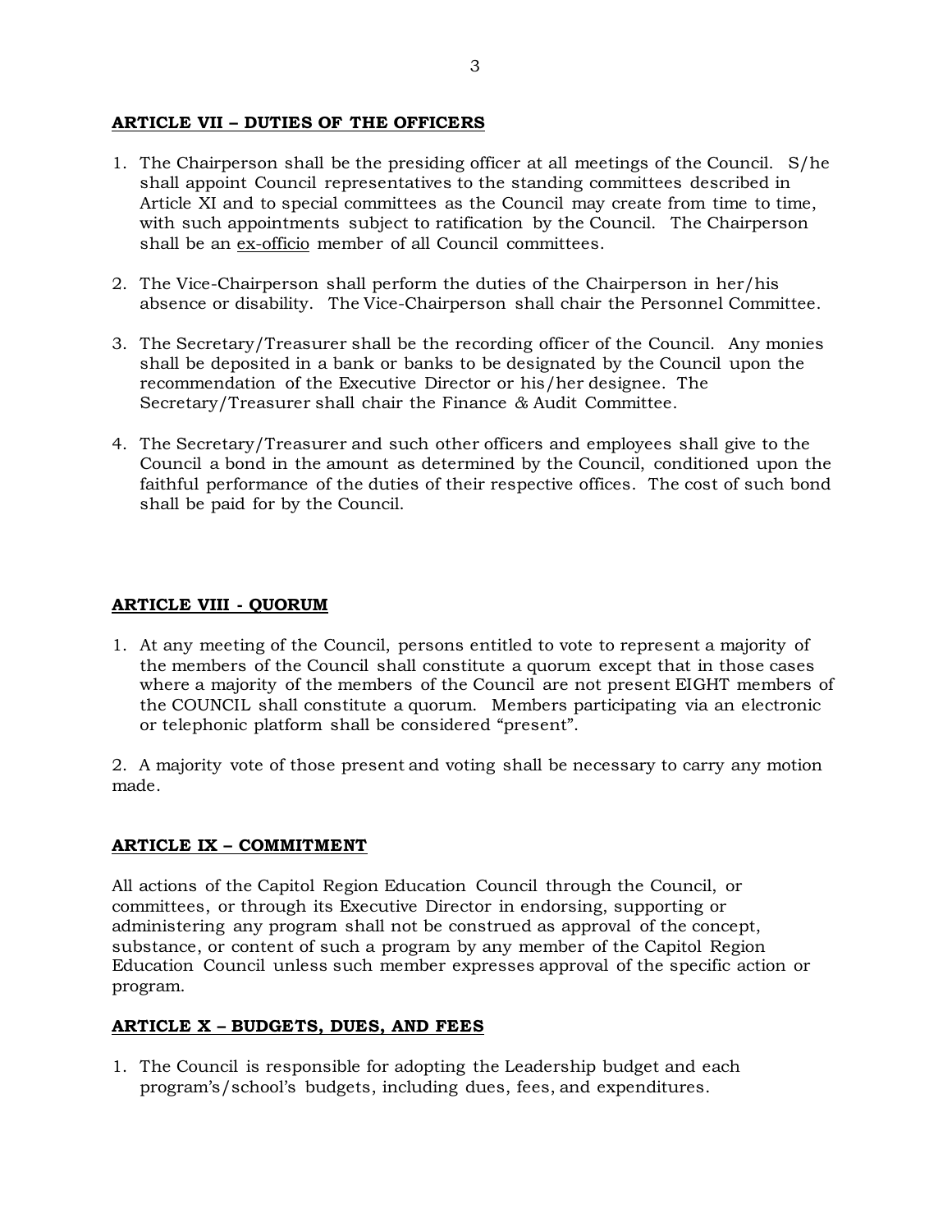## ARTICLE VII – DUTIES OF THE OFFICERS

1. The Chairperson shall be the presiding officer at all meetings of the Council. S/he shall appoint Council representatives to the standing committees described in Article XI and to special committees as the Council may create from time to time, with such appointments subject to ratification by the Council. The Chairperson shall be an ex-officio member of all Council committees.

2. The Vice-Chairperson shall perform the duties of the Chairperson in her/his absence or disability. The Vice-Chairperson shall chair the Personnel Committee.

3. The Secretary/Treasurer shall be the recording officer of the Council. Any monies shall be deposited in a bank or banks to be designated by the Council upon the recommendation of the Executive Director or his/her designee. The Secretary/Treasurer shall chair the Finance & Audit Committee.

4. The Secretary/Treasurer and such other officers and employees shall give to the Council a bond in the amount as determined by the Council, conditioned upon the faithful performance of the duties of their respective offices. The cost of such bond shall be paid for by the Council.

## ARTICLE VIII - QUORUM

1. At any meeting of the Council, persons entitled to vote to represent a majority of the members of the Council shall constitute a quorum except that in those cases where a majority of the members of the Council are not present EIGHT members of the COUNCIL shall constitute a quorum. Members participating via an electronic or telephonic platform shall be considered "present".

2. A majority vote of those present and voting shall be necessary to carry any motion made.

## ARTICLE IX – COMMITMENT

All actions of the Capitol Region Education Council through the Council, or committees, or through its Executive Director in endorsing, supporting or administering any program shall not be construed as approval of the concept, substance, or content of such a program by any member of the Capitol Region Education Council unless such member expresses approval of the specific action or program.

## ARTICLE X – BUDGETS, DUES, AND FEES

1. The Council is responsible for adopting the Leadership budget and each program's/school's budgets, including dues, fees, and expenditures.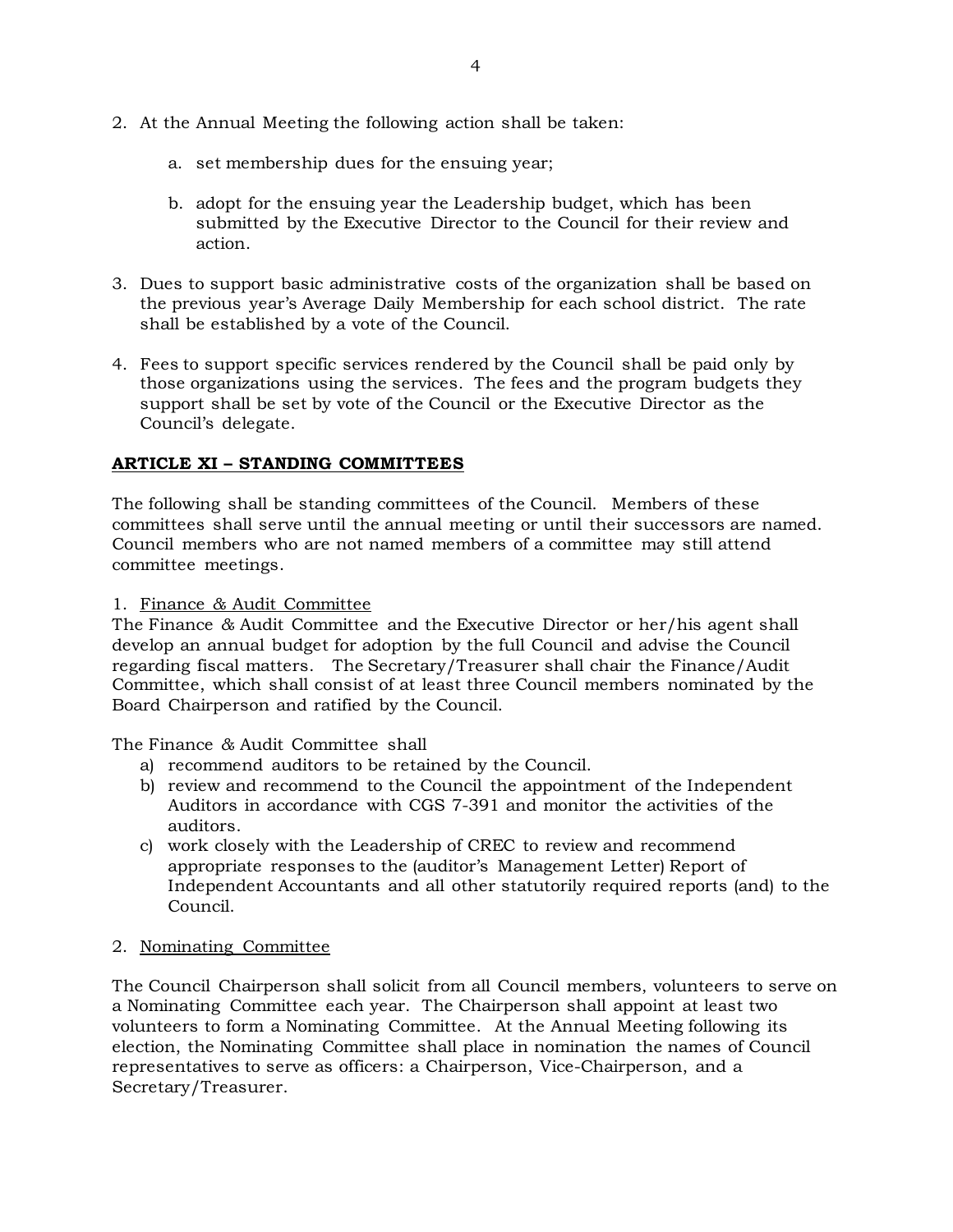2. At the Annual Meeting the following action shall be taken:

    a. set membership dues for the ensuing year;

    b. adopt for the ensuing year the Leadership budget, which has been submitted by the Executive Director to the Council for their review and action.

3. Dues to support basic administrative costs of the organization shall be based on the previous year's Average Daily Membership for each school district. The rate shall be established by a vote of the Council.

4. Fees to support specific services rendered by the Council shall be paid only by those organizations using the services. The fees and the program budgets they support shall be set by vote of the Council or the Executive Director as the Council's delegate.

## ARTICLE XI – STANDING COMMITTEES

The following shall be standing committees of the Council. Members of these committees shall serve until the annual meeting or until their successors are named. Council members who are not named members of a committee may still attend committee meetings.

1. Finance & Audit Committee

The Finance & Audit Committee and the Executive Director or her/his agent shall develop an annual budget for adoption by the full Council and advise the Council regarding fiscal matters. The Secretary/Treasurer shall chair the Finance/Audit Committee, which shall consist of at least three Council members nominated by the Board Chairperson and ratified by the Council.

The Finance & Audit Committee shall

a) recommend auditors to be retained by the Council.
b) review and recommend to the Council the appointment of the Independent Auditors in accordance with CGS 7-391 and monitor the activities of the auditors.
c) work closely with the Leadership of CREC to review and recommend appropriate responses to the (auditor's Management Letter) Report of Independent Accountants and all other statutorily required reports (and) to the Council.

2. Nominating Committee

The Council Chairperson shall solicit from all Council members, volunteers to serve on a Nominating Committee each year. The Chairperson shall appoint at least two volunteers to form a Nominating Committee. At the Annual Meeting following its election, the Nominating Committee shall place in nomination the names of Council representatives to serve as officers: a Chairperson, Vice-Chairperson, and a Secretary/Treasurer.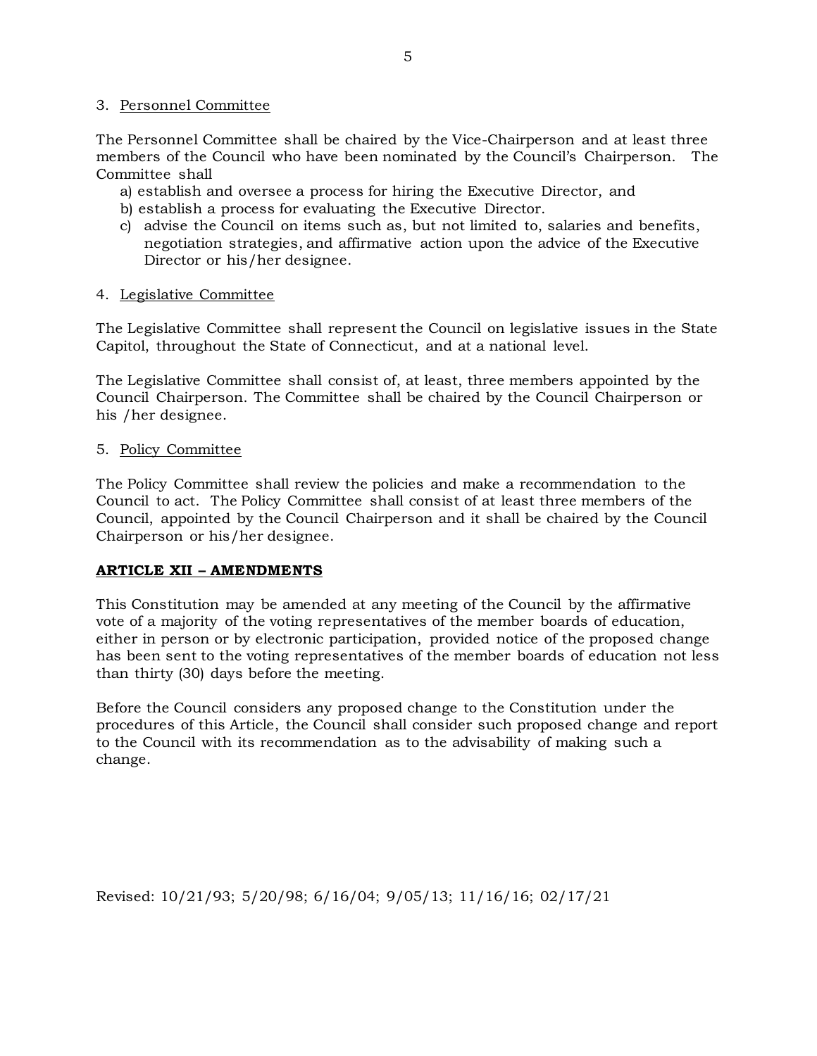3. Personnel Committee

The Personnel Committee shall be chaired by the Vice-Chairperson and at least three members of the Council who have been nominated by the Council's Chairperson. The Committee shall

a) establish and oversee a process for hiring the Executive Director, and
b) establish a process for evaluating the Executive Director.
c) advise the Council on items such as, but not limited to, salaries and benefits, negotiation strategies, and affirmative action upon the advice of the Executive Director or his/her designee.

4. Legislative Committee

The Legislative Committee shall represent the Council on legislative issues in the State Capitol, throughout the State of Connecticut, and at a national level.

The Legislative Committee shall consist of, at least, three members appointed by the Council Chairperson. The Committee shall be chaired by the Council Chairperson or his /her designee.

5. Policy Committee

The Policy Committee shall review the policies and make a recommendation to the Council to act. The Policy Committee shall consist of at least three members of the Council, appointed by the Council Chairperson and it shall be chaired by the Council Chairperson or his/her designee.

## ARTICLE XII – AMENDMENTS

This Constitution may be amended at any meeting of the Council by the affirmative vote of a majority of the voting representatives of the member boards of education, either in person or by electronic participation, provided notice of the proposed change has been sent to the voting representatives of the member boards of education not less than thirty (30) days before the meeting.

Before the Council considers any proposed change to the Constitution under the procedures of this Article, the Council shall consider such proposed change and report to the Council with its recommendation as to the advisability of making such a change.

Revised: 10/21/93; 5/20/98; 6/16/04; 9/05/13; 11/16/16; 02/17/21